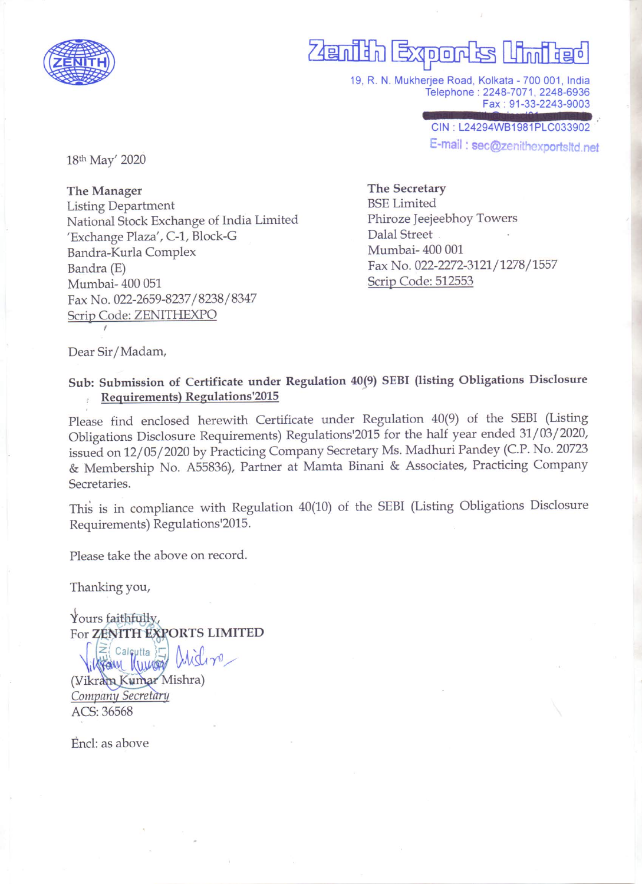ZENITH

# Zenith Exports Limited

19, R. N. Mukherjee Road, Kolkata - 700 001, India
Telephone : 2248-7071, 2248-6936
Fax : 91-33-2243-9003
CIN : L24294WB1981PLC033902
E-mail : sec@zenithexportsltd.net

18th May' 2020

**The Manager**
Listing Department
National Stock Exchange of India Limited
'Exchange Plaza', C-1, Block-G
Bandra-Kurla Complex
Bandra (E)
Mumbai- 400 051
Fax No. 022-2659-8237/8238/8347
Scrip Code: ZENITHEXPO

**The Secretary**
BSE Limited
Phiroze Jeejeebhoy Towers
Dalal Street
Mumbai- 400 001
Fax No. 022-2272-3121/1278/1557
Scrip Code: 512553

Dear Sir/Madam,

**Sub: Submission of Certificate under Regulation 40(9) SEBI (listing Obligations Disclosure Requirements) Regulations'2015**

Please find enclosed herewith Certificate under Regulation 40(9) of the SEBI (Listing Obligations Disclosure Requirements) Regulations'2015 for the half year ended 31/03/2020, issued on 12/05/2020 by Practicing Company Secretary Ms. Madhuri Pandey (C.P. No. 20723 & Membership No. A55836), Partner at Mamta Binani & Associates, Practicing Company Secretaries.

This is in compliance with Regulation 40(10) of the SEBI (Listing Obligations Disclosure Requirements) Regulations'2015.

Please take the above on record.

Thanking you,

Yours faithfully,
For **ZENITH EXPORTS LIMITED**

(Vikram Kumar Mishra)
*Company Secretary*
ACS: 36568

Encl: as above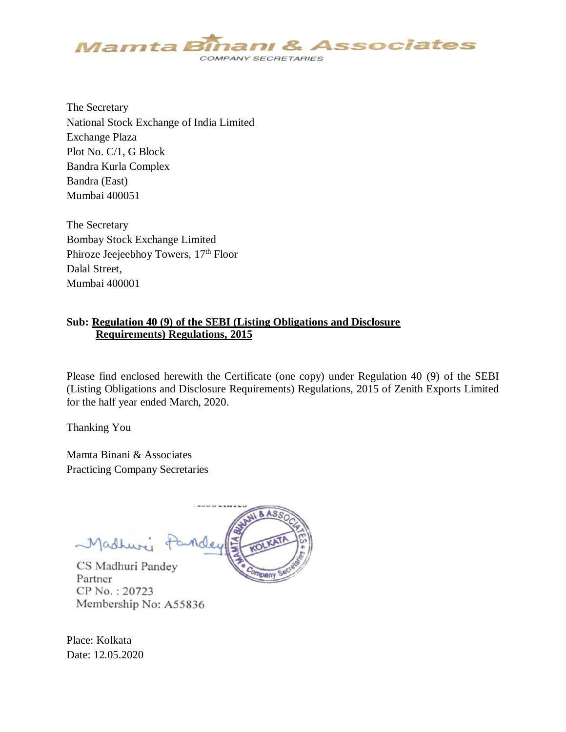**Mamta Binani & Associates**
COMPANY SECRETARIES

The Secretary
National Stock Exchange of India Limited
Exchange Plaza
Plot No. C/1, G Block
Bandra Kurla Complex
Bandra (East)
Mumbai 400051

The Secretary
Bombay Stock Exchange Limited
Phiroze Jeejeebhoy Towers, 17th Floor
Dalal Street,
Mumbai 400001

**Sub: Regulation 40 (9) of the SEBI (Listing Obligations and Disclosure Requirements) Regulations, 2015**

Please find enclosed herewith the Certificate (one copy) under Regulation 40 (9) of the SEBI (Listing Obligations and Disclosure Requirements) Regulations, 2015 of Zenith Exports Limited for the half year ended March, 2020.

Thanking You

Mamta Binani & Associates
Practicing Company Secretaries

CS Madhuri Pandey
Partner
CP No. : 20723
Membership No: A55836

Place: Kolkata
Date: 12.05.2020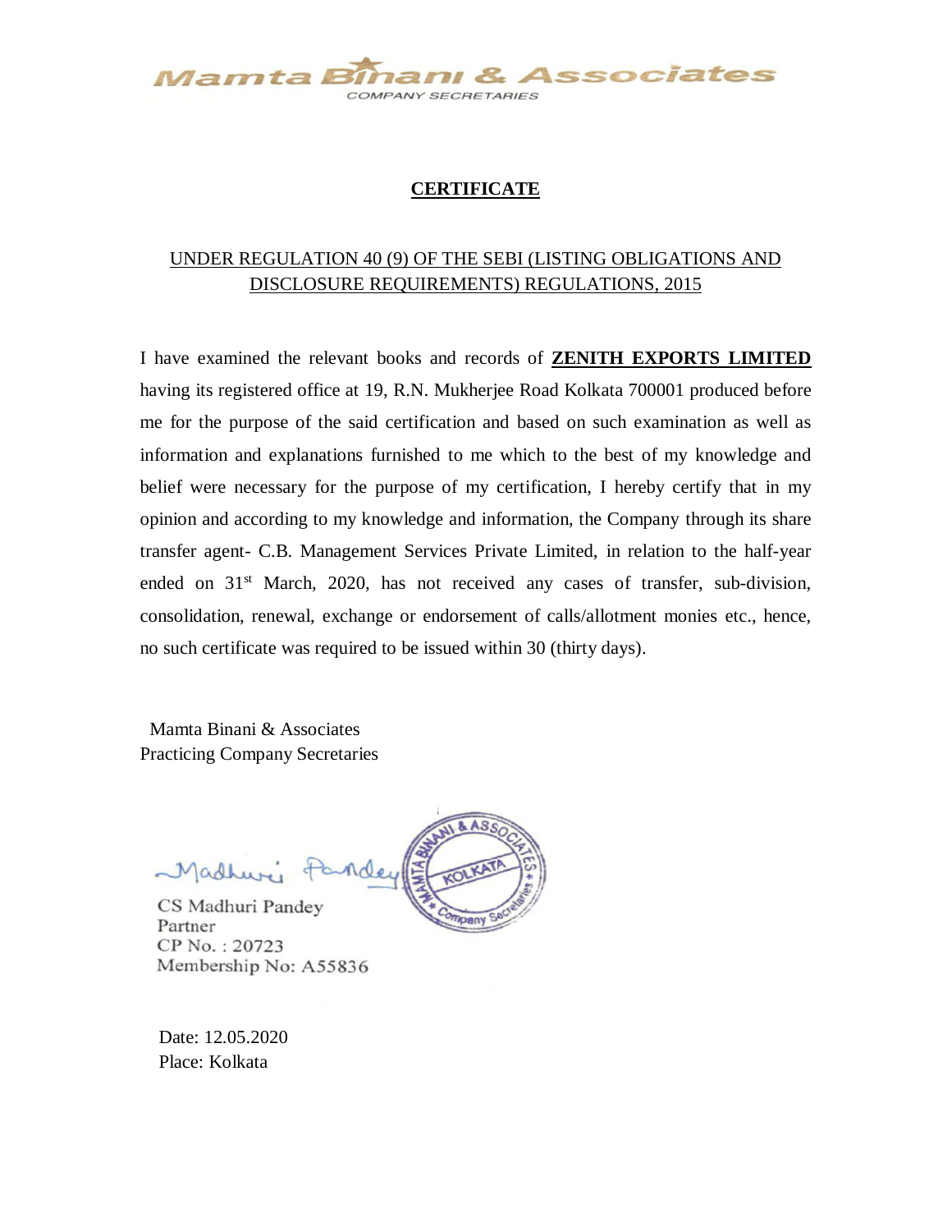Mamta Binani & Associates

COMPANY SECRETARIES

# CERTIFICATE

UNDER REGULATION 40 (9) OF THE SEBI (LISTING OBLIGATIONS AND DISCLOSURE REQUIREMENTS) REGULATIONS, 2015

I have examined the relevant books and records of **ZENITH EXPORTS LIMITED** having its registered office at 19, R.N. Mukherjee Road Kolkata 700001 produced before me for the purpose of the said certification and based on such examination as well as information and explanations furnished to me which to the best of my knowledge and belief were necessary for the purpose of my certification, I hereby certify that in my opinion and according to my knowledge and information, the Company through its share transfer agent- C.B. Management Services Private Limited, in relation to the half-year ended on 31st March, 2020, has not received any cases of transfer, sub-division, consolidation, renewal, exchange or endorsement of calls/allotment monies etc., hence, no such certificate was required to be issued within 30 (thirty days).

Mamta Binani & Associates
Practicing Company Secretaries

CS Madhuri Pandey
Partner
CP No. : 20723
Membership No: A55836

Date: 12.05.2020
Place: Kolkata